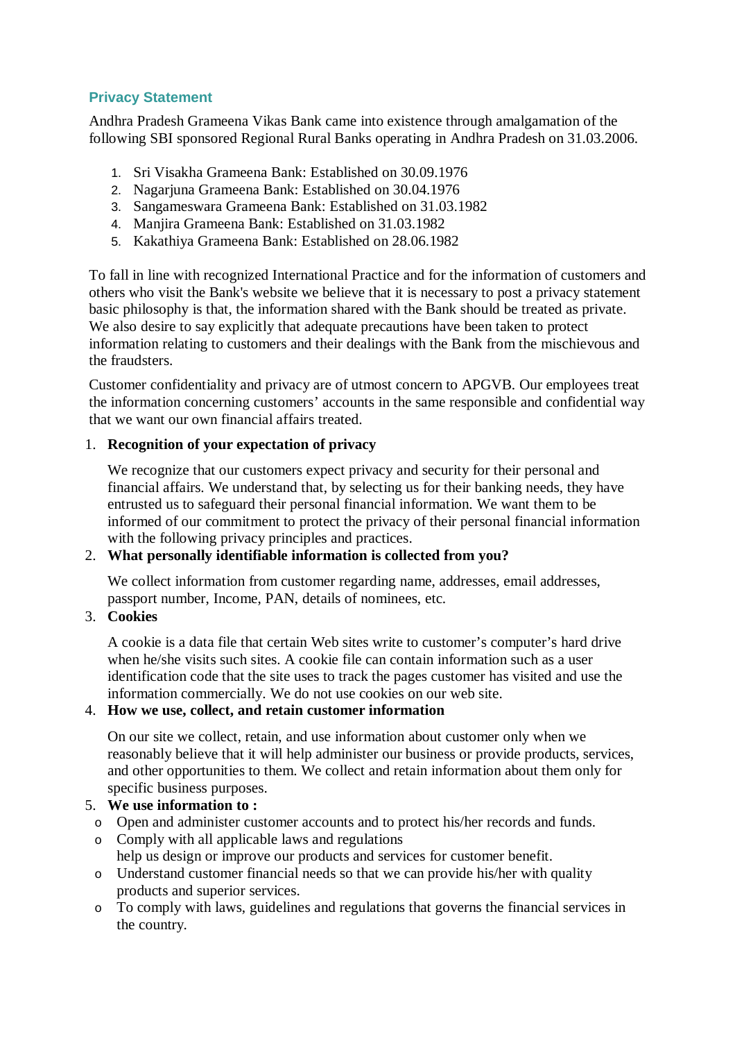## Privacy Statement

Andhra Pradesh Grameena Vikas Bank came into existence through amalgamation of the following SBI sponsored Regional Rural Banks operating in Andhra Pradesh on 31.03.2006.

1. Sri Visakha Grameena Bank: Established on 30.09.1976
2. Nagarjuna Grameena Bank: Established on 30.04.1976
3. Sangameswara Grameena Bank: Established on 31.03.1982
4. Manjira Grameena Bank: Established on 31.03.1982
5. Kakathiya Grameena Bank: Established on 28.06.1982

To fall in line with recognized International Practice and for the information of customers and others who visit the Bank's website we believe that it is necessary to post a privacy statement basic philosophy is that, the information shared with the Bank should be treated as private. We also desire to say explicitly that adequate precautions have been taken to protect information relating to customers and their dealings with the Bank from the mischievous and the fraudsters.

Customer confidentiality and privacy are of utmost concern to APGVB. Our employees treat the information concerning customers' accounts in the same responsible and confidential way that we want our own financial affairs treated.

1. **Recognition of your expectation of privacy**

   We recognize that our customers expect privacy and security for their personal and financial affairs. We understand that, by selecting us for their banking needs, they have entrusted us to safeguard their personal financial information. We want them to be informed of our commitment to protect the privacy of their personal financial information with the following privacy principles and practices.

2. **What personally identifiable information is collected from you?**

   We collect information from customer regarding name, addresses, email addresses, passport number, Income, PAN, details of nominees, etc.

3. **Cookies**

   A cookie is a data file that certain Web sites write to customer's computer's hard drive when he/she visits such sites. A cookie file can contain information such as a user identification code that the site uses to track the pages customer has visited and use the information commercially. We do not use cookies on our web site.

4. **How we use, collect, and retain customer information**

   On our site we collect, retain, and use information about customer only when we reasonably believe that it will help administer our business or provide products, services, and other opportunities to them. We collect and retain information about them only for specific business purposes.

5. **We use information to :**

- Open and administer customer accounts and to protect his/her records and funds.
- Comply with all applicable laws and regulations
  help us design or improve our products and services for customer benefit.
- Understand customer financial needs so that we can provide his/her with quality products and superior services.
- To comply with laws, guidelines and regulations that governs the financial services in the country.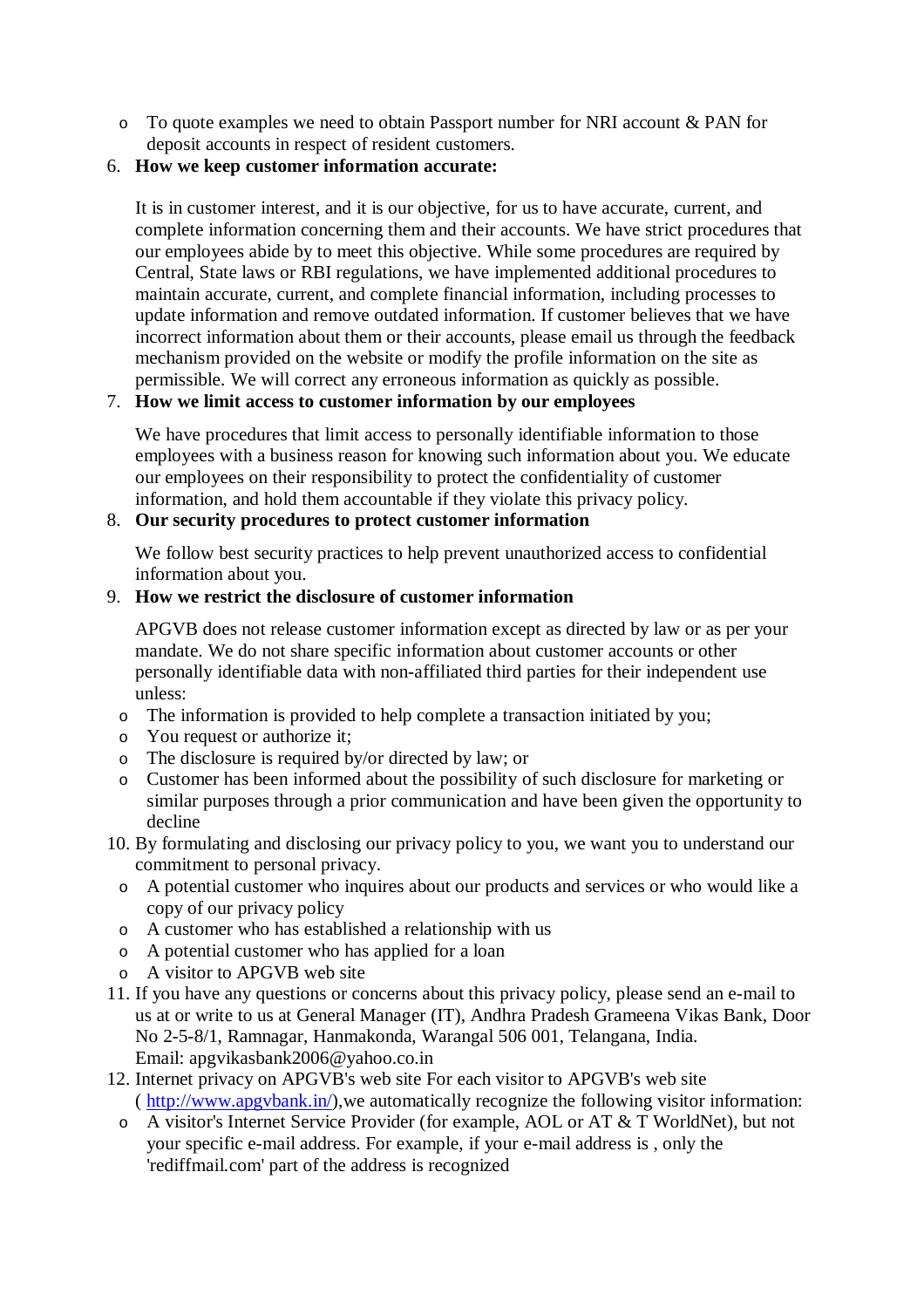- To quote examples we need to obtain Passport number for NRI account & PAN for deposit accounts in respect of resident customers.

6. **How we keep customer information accurate:**

   It is in customer interest, and it is our objective, for us to have accurate, current, and complete information concerning them and their accounts. We have strict procedures that our employees abide by to meet this objective. While some procedures are required by Central, State laws or RBI regulations, we have implemented additional procedures to maintain accurate, current, and complete financial information, including processes to update information and remove outdated information. If customer believes that we have incorrect information about them or their accounts, please email us through the feedback mechanism provided on the website or modify the profile information on the site as permissible. We will correct any erroneous information as quickly as possible.

7. **How we limit access to customer information by our employees**

   We have procedures that limit access to personally identifiable information to those employees with a business reason for knowing such information about you. We educate our employees on their responsibility to protect the confidentiality of customer information, and hold them accountable if they violate this privacy policy.

8. **Our security procedures to protect customer information**

   We follow best security practices to help prevent unauthorized access to confidential information about you.

9. **How we restrict the disclosure of customer information**

   APGVB does not release customer information except as directed by law or as per your mandate. We do not share specific information about customer accounts or other personally identifiable data with non-affiliated third parties for their independent use unless:

   - The information is provided to help complete a transaction initiated by you;
   - You request or authorize it;
   - The disclosure is required by/or directed by law; or
   - Customer has been informed about the possibility of such disclosure for marketing or similar purposes through a prior communication and have been given the opportunity to decline

10. By formulating and disclosing our privacy policy to you, we want you to understand our commitment to personal privacy.

    - A potential customer who inquires about our products and services or who would like a copy of our privacy policy
    - A customer who has established a relationship with us
    - A potential customer who has applied for a loan
    - A visitor to APGVB web site

11. If you have any questions or concerns about this privacy policy, please send an e-mail to us at or write to us at General Manager (IT), Andhra Pradesh Grameena Vikas Bank, Door No 2-5-8/1, Ramnagar, Hanmakonda, Warangal 506 001, Telangana, India.
    Email: apgvikasbank2006@yahoo.co.in

12. Internet privacy on APGVB's web site For each visitor to APGVB's web site ( http://www.apgvbank.in/),we automatically recognize the following visitor information:

    - A visitor's Internet Service Provider (for example, AOL or AT & T WorldNet), but not your specific e-mail address. For example, if your e-mail address is , only the 'rediffmail.com' part of the address is recognized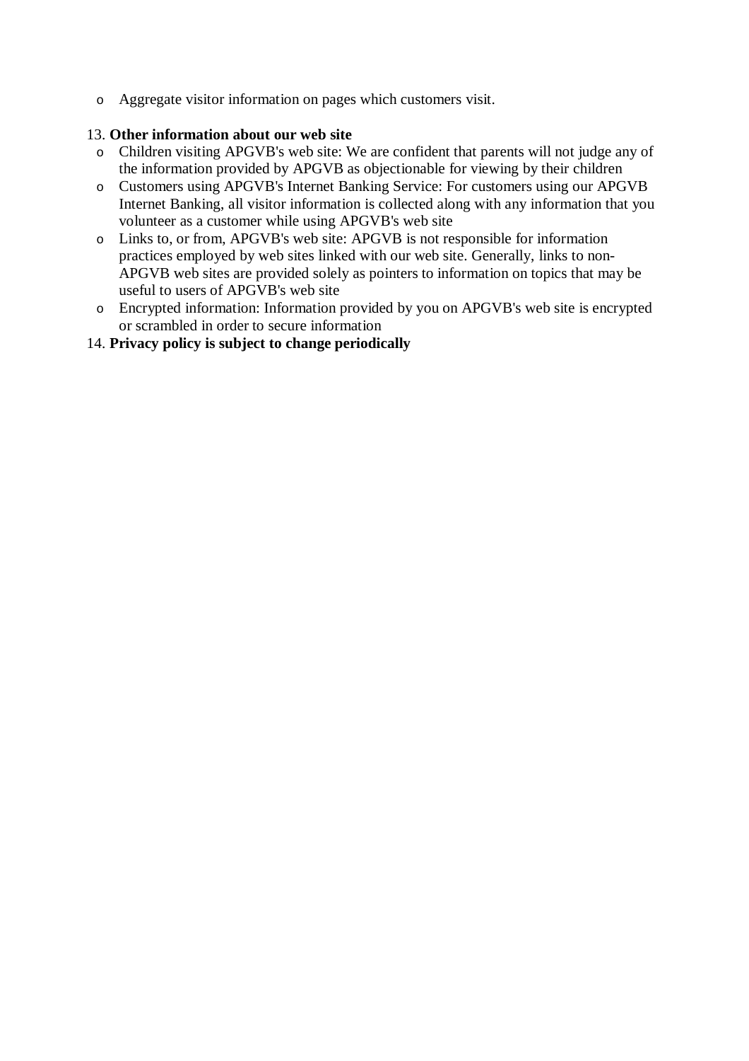- Aggregate visitor information on pages which customers visit.

13. **Other information about our web site**
    - Children visiting APGVB's web site: We are confident that parents will not judge any of the information provided by APGVB as objectionable for viewing by their children
    - Customers using APGVB's Internet Banking Service: For customers using our APGVB Internet Banking, all visitor information is collected along with any information that you volunteer as a customer while using APGVB's web site
    - Links to, or from, APGVB's web site: APGVB is not responsible for information practices employed by web sites linked with our web site. Generally, links to non-APGVB web sites are provided solely as pointers to information on topics that may be useful to users of APGVB's web site
    - Encrypted information: Information provided by you on APGVB's web site is encrypted or scrambled in order to secure information
14. **Privacy policy is subject to change periodically**